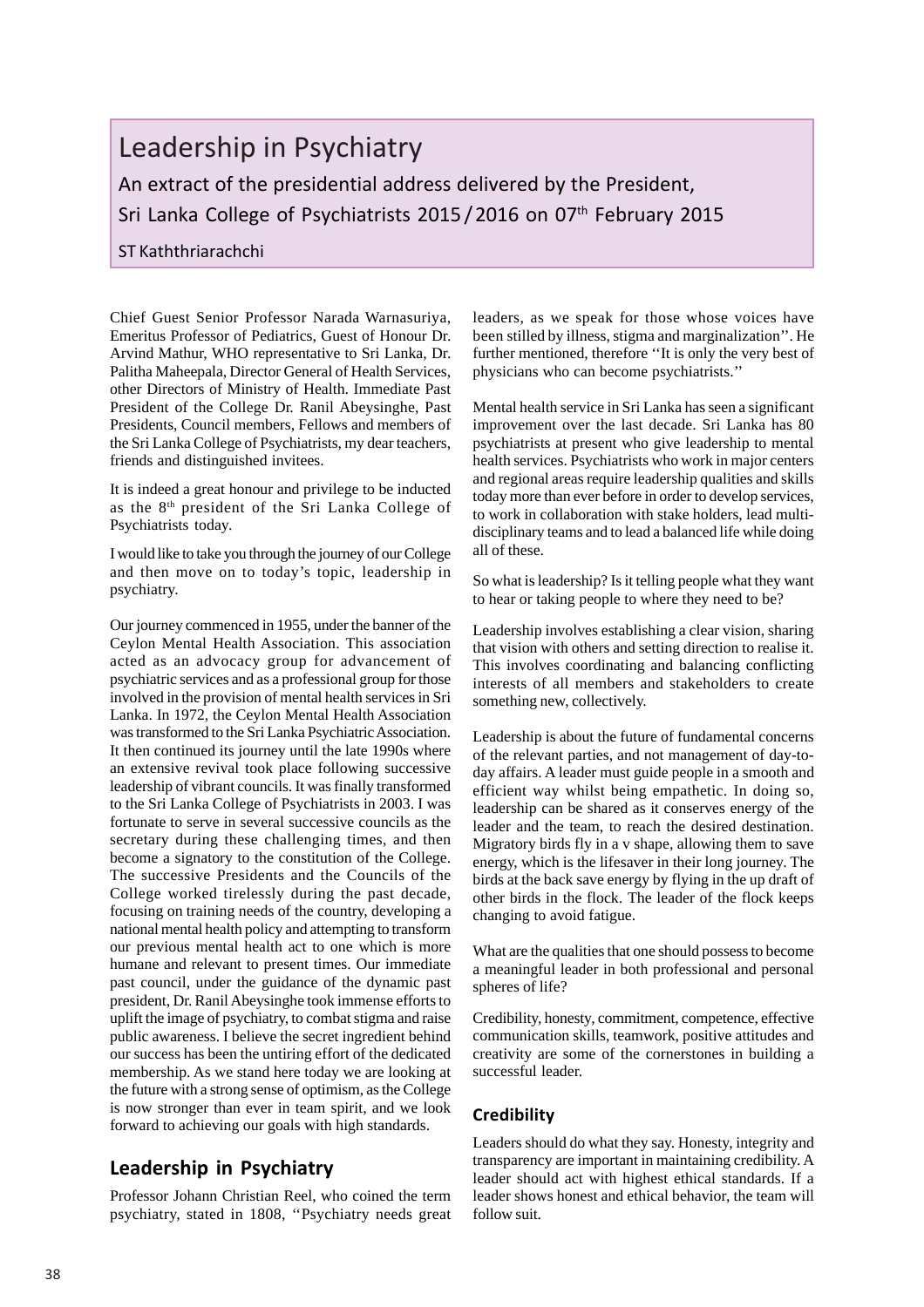# Leadership in Psychiatry

## An extract of the presidential address delivered by the President, Sri Lanka College of Psychiatrists 2015 / 2016 on 07th February 2015

ST Kaththriarachchi

Chief Guest Senior Professor Narada Warnasuriya, Emeritus Professor of Pediatrics, Guest of Honour Dr. Arvind Mathur, WHO representative to Sri Lanka, Dr. Palitha Maheepala, Director General of Health Services, other Directors of Ministry of Health. Immediate Past President of the College Dr. Ranil Abeysinghe, Past Presidents, Council members, Fellows and members of the Sri Lanka College of Psychiatrists, my dear teachers, friends and distinguished invitees.

It is indeed a great honour and privilege to be inducted as the 8th president of the Sri Lanka College of Psychiatrists today.

I would like to take you through the journey of our College and then move on to today's topic, leadership in psychiatry.

Our journey commenced in 1955, under the banner of the Ceylon Mental Health Association. This association acted as an advocacy group for advancement of psychiatric services and as a professional group for those involved in the provision of mental health services in Sri Lanka. In 1972, the Ceylon Mental Health Association was transformed to the Sri Lanka Psychiatric Association. It then continued its journey until the late 1990s where an extensive revival took place following successive leadership of vibrant councils. It was finally transformed to the Sri Lanka College of Psychiatrists in 2003. I was fortunate to serve in several successive councils as the secretary during these challenging times, and then become a signatory to the constitution of the College. The successive Presidents and the Councils of the College worked tirelessly during the past decade, focusing on training needs of the country, developing a national mental health policy and attempting to transform our previous mental health act to one which is more humane and relevant to present times. Our immediate past council, under the guidance of the dynamic past president, Dr. Ranil Abeysinghe took immense efforts to uplift the image of psychiatry, to combat stigma and raise public awareness. I believe the secret ingredient behind our success has been the untiring effort of the dedicated membership. As we stand here today we are looking at the future with a strong sense of optimism, as the College is now stronger than ever in team spirit, and we look forward to achieving our goals with high standards.

## Leadership in Psychiatry

Professor Johann Christian Reel, who coined the term psychiatry, stated in 1808, ''Psychiatry needs great leaders, as we speak for those whose voices have been stilled by illness, stigma and marginalization''. He further mentioned, therefore ''It is only the very best of physicians who can become psychiatrists.''

Mental health service in Sri Lanka has seen a significant improvement over the last decade. Sri Lanka has 80 psychiatrists at present who give leadership to mental health services. Psychiatrists who work in major centers and regional areas require leadership qualities and skills today more than ever before in order to develop services, to work in collaboration with stake holders, lead multi-disciplinary teams and to lead a balanced life while doing all of these.

So what is leadership? Is it telling people what they want to hear or taking people to where they need to be?

Leadership involves establishing a clear vision, sharing that vision with others and setting direction to realise it. This involves coordinating and balancing conflicting interests of all members and stakeholders to create something new, collectively.

Leadership is about the future of fundamental concerns of the relevant parties, and not management of day-to-day affairs. A leader must guide people in a smooth and efficient way whilst being empathetic. In doing so, leadership can be shared as it conserves energy of the leader and the team, to reach the desired destination. Migratory birds fly in a v shape, allowing them to save energy, which is the lifesaver in their long journey. The birds at the back save energy by flying in the up draft of other birds in the flock. The leader of the flock keeps changing to avoid fatigue.

What are the qualities that one should possess to become a meaningful leader in both professional and personal spheres of life?

Credibility, honesty, commitment, competence, effective communication skills, teamwork, positive attitudes and creativity are some of the cornerstones in building a successful leader.

### Credibility

Leaders should do what they say. Honesty, integrity and transparency are important in maintaining credibility. A leader should act with highest ethical standards. If a leader shows honest and ethical behavior, the team will follow suit.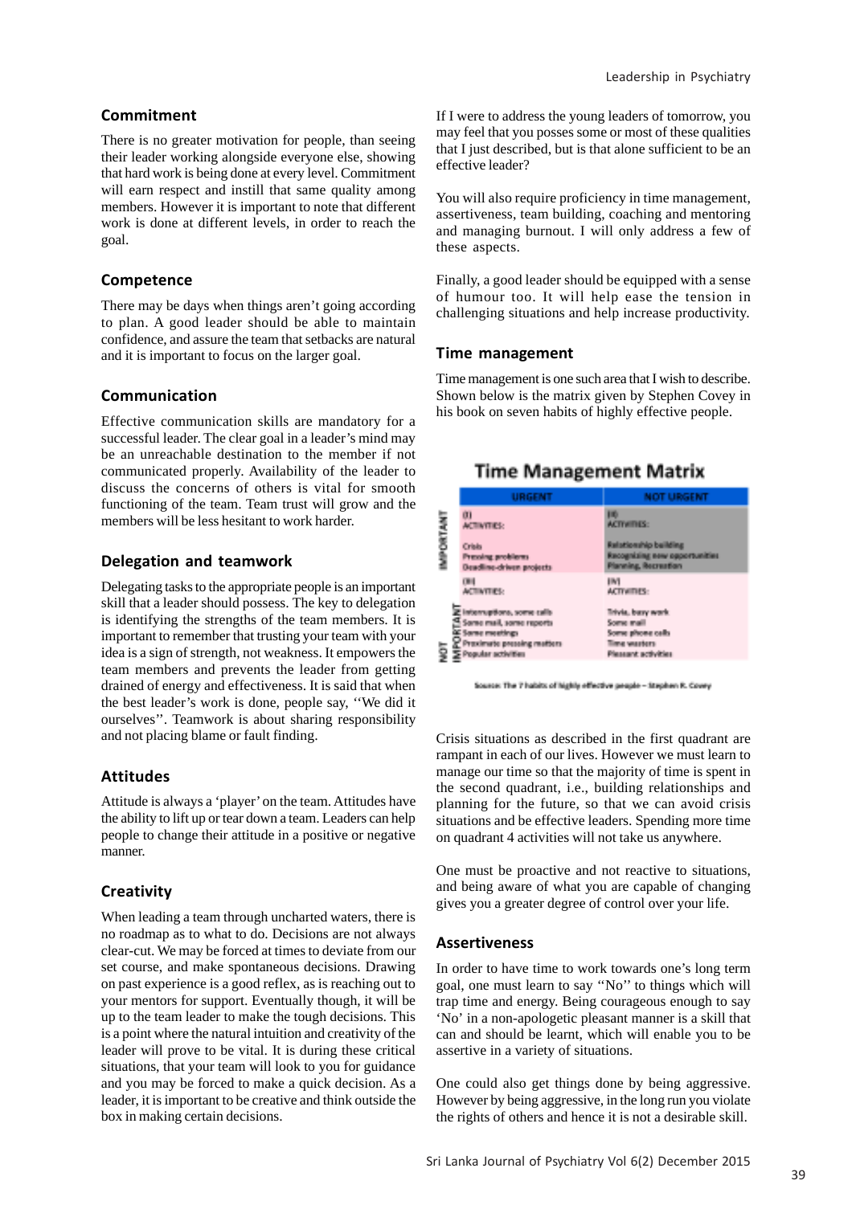## Commitment

There is no greater motivation for people, than seeing their leader working alongside everyone else, showing that hard work is being done at every level. Commitment will earn respect and instill that same quality among members. However it is important to note that different work is done at different levels, in order to reach the goal.

## Competence

There may be days when things aren't going according to plan. A good leader should be able to maintain confidence, and assure the team that setbacks are natural and it is important to focus on the larger goal.

## Communication

Effective communication skills are mandatory for a successful leader. The clear goal in a leader's mind may be an unreachable destination to the member if not communicated properly. Availability of the leader to discuss the concerns of others is vital for smooth functioning of the team. Team trust will grow and the members will be less hesitant to work harder.

## Delegation and teamwork

Delegating tasks to the appropriate people is an important skill that a leader should possess. The key to delegation is identifying the strengths of the team members. It is important to remember that trusting your team with your idea is a sign of strength, not weakness. It empowers the team members and prevents the leader from getting drained of energy and effectiveness. It is said that when the best leader's work is done, people say, ''We did it ourselves''. Teamwork is about sharing responsibility and not placing blame or fault finding.

## Attitudes

Attitude is always a 'player' on the team. Attitudes have the ability to lift up or tear down a team. Leaders can help people to change their attitude in a positive or negative manner.

## Creativity

When leading a team through uncharted waters, there is no roadmap as to what to do. Decisions are not always clear-cut. We may be forced at times to deviate from our set course, and make spontaneous decisions. Drawing on past experience is a good reflex, as is reaching out to your mentors for support. Eventually though, it will be up to the team leader to make the tough decisions. This is a point where the natural intuition and creativity of the leader will prove to be vital. It is during these critical situations, that your team will look to you for guidance and you may be forced to make a quick decision. As a leader, it is important to be creative and think outside the box in making certain decisions.

If I were to address the young leaders of tomorrow, you may feel that you posses some or most of these qualities that I just described, but is that alone sufficient to be an effective leader?

You will also require proficiency in time management, assertiveness, team building, coaching and mentoring and managing burnout. I will only address a few of these aspects.

Finally, a good leader should be equipped with a sense of humour too. It will help ease the tension in challenging situations and help increase productivity.

## Time management

Time management is one such area that I wish to describe. Shown below is the matrix given by Stephen Covey in his book on seven habits of highly effective people.

**Time Management Matrix**

| | URGENT | NOT URGENT |
|---|---|---|
| IMPORTANT | (I) ACTIVITIES: Crisis, Pressing problems, Deadline-driven projects | (II) ACTIVITIES: Relationship building, Recognizing new opportunities, Planning, Recreation |
| NOT IMPORTANT | (III) ACTIVITIES: Interruptions, some calls, Some mail, some reports, Some meetings, Proximate pressing matters, Popular activities | (IV) ACTIVITIES: Trivia, busy work, Some mail, Some phone calls, Time wasters, Pleasant activities |

Source: The 7 habits of highly effective people – Stephen R. Covey

Crisis situations as described in the first quadrant are rampant in each of our lives. However we must learn to manage our time so that the majority of time is spent in the second quadrant, i.e., building relationships and planning for the future, so that we can avoid crisis situations and be effective leaders. Spending more time on quadrant 4 activities will not take us anywhere.

One must be proactive and not reactive to situations, and being aware of what you are capable of changing gives you a greater degree of control over your life.

## Assertiveness

In order to have time to work towards one's long term goal, one must learn to say ''No'' to things which will trap time and energy. Being courageous enough to say 'No' in a non-apologetic pleasant manner is a skill that can and should be learnt, which will enable you to be assertive in a variety of situations.

One could also get things done by being aggressive. However by being aggressive, in the long run you violate the rights of others and hence it is not a desirable skill.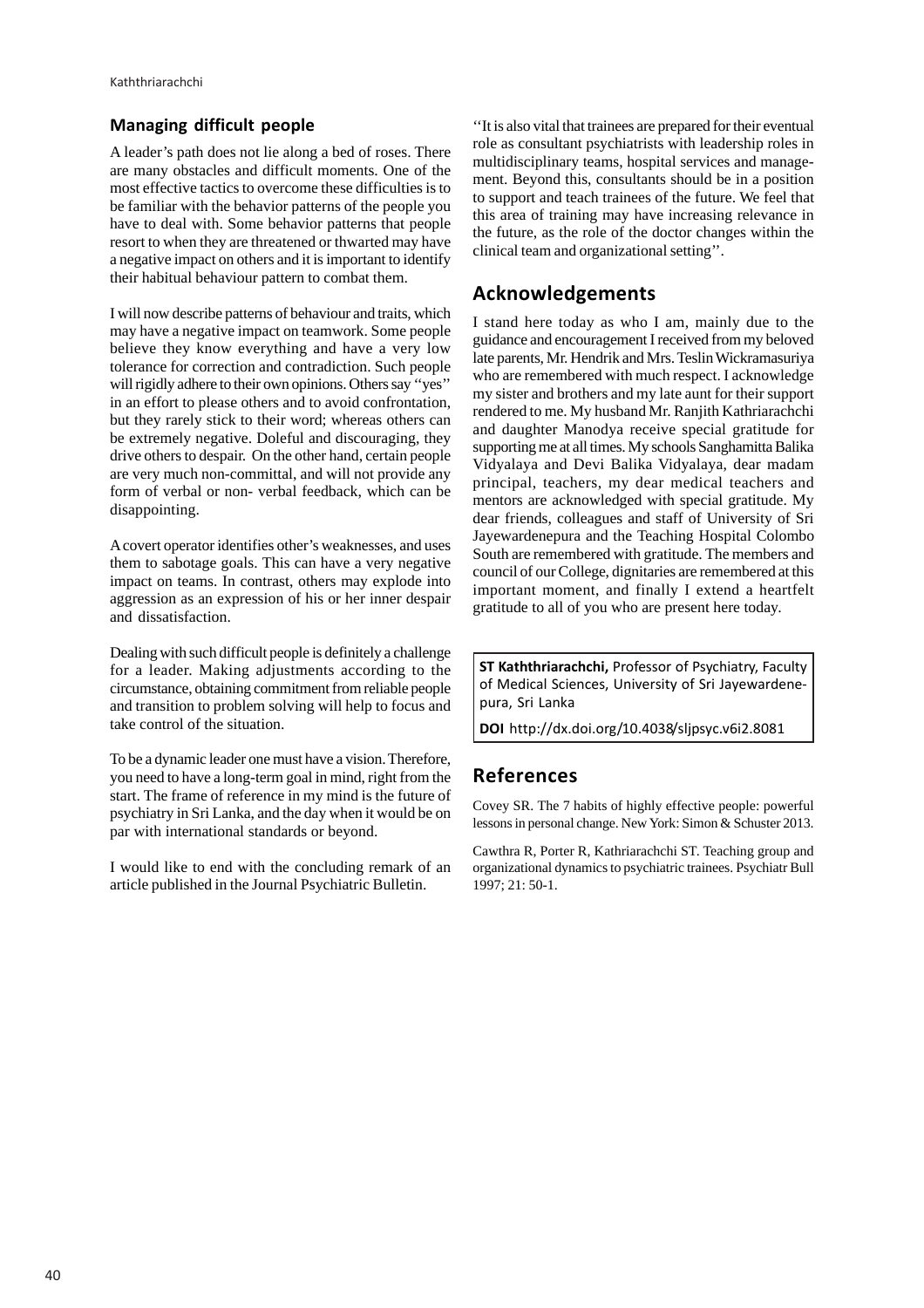## Managing difficult people

A leader's path does not lie along a bed of roses. There are many obstacles and difficult moments. One of the most effective tactics to overcome these difficulties is to be familiar with the behavior patterns of the people you have to deal with. Some behavior patterns that people resort to when they are threatened or thwarted may have a negative impact on others and it is important to identify their habitual behaviour pattern to combat them.

I will now describe patterns of behaviour and traits, which may have a negative impact on teamwork. Some people believe they know everything and have a very low tolerance for correction and contradiction. Such people will rigidly adhere to their own opinions. Others say ''yes'' in an effort to please others and to avoid confrontation, but they rarely stick to their word; whereas others can be extremely negative. Doleful and discouraging, they drive others to despair. On the other hand, certain people are very much non-committal, and will not provide any form of verbal or non- verbal feedback, which can be disappointing.

A covert operator identifies other's weaknesses, and uses them to sabotage goals. This can have a very negative impact on teams. In contrast, others may explode into aggression as an expression of his or her inner despair and dissatisfaction.

Dealing with such difficult people is definitely a challenge for a leader. Making adjustments according to the circumstance, obtaining commitment from reliable people and transition to problem solving will help to focus and take control of the situation.

To be a dynamic leader one must have a vision. Therefore, you need to have a long-term goal in mind, right from the start. The frame of reference in my mind is the future of psychiatry in Sri Lanka, and the day when it would be on par with international standards or beyond.

I would like to end with the concluding remark of an article published in the Journal Psychiatric Bulletin.

''It is also vital that trainees are prepared for their eventual role as consultant psychiatrists with leadership roles in multidisciplinary teams, hospital services and management. Beyond this, consultants should be in a position to support and teach trainees of the future. We feel that this area of training may have increasing relevance in the future, as the role of the doctor changes within the clinical team and organizational setting''.

## Acknowledgements

I stand here today as who I am, mainly due to the guidance and encouragement I received from my beloved late parents, Mr. Hendrik and Mrs. Teslin Wickramasuriya who are remembered with much respect. I acknowledge my sister and brothers and my late aunt for their support rendered to me. My husband Mr. Ranjith Kathriarachchi and daughter Manodya receive special gratitude for supporting me at all times. My schools Sanghamitta Balika Vidyalaya and Devi Balika Vidyalaya, dear madam principal, teachers, my dear medical teachers and mentors are acknowledged with special gratitude. My dear friends, colleagues and staff of University of Sri Jayewardenepura and the Teaching Hospital Colombo South are remembered with gratitude. The members and council of our College, dignitaries are remembered at this important moment, and finally I extend a heartfelt gratitude to all of you who are present here today.

**ST Kaththriarachchi,** Professor of Psychiatry, Faculty of Medical Sciences, University of Sri Jayewardenepura, Sri Lanka

**DOI** http://dx.doi.org/10.4038/sljpsyc.v6i2.8081

## References

Covey SR. The 7 habits of highly effective people: powerful lessons in personal change. New York: Simon & Schuster 2013.

Cawthra R, Porter R, Kathriarachchi ST. Teaching group and organizational dynamics to psychiatric trainees. Psychiatr Bull 1997; 21: 50-1.